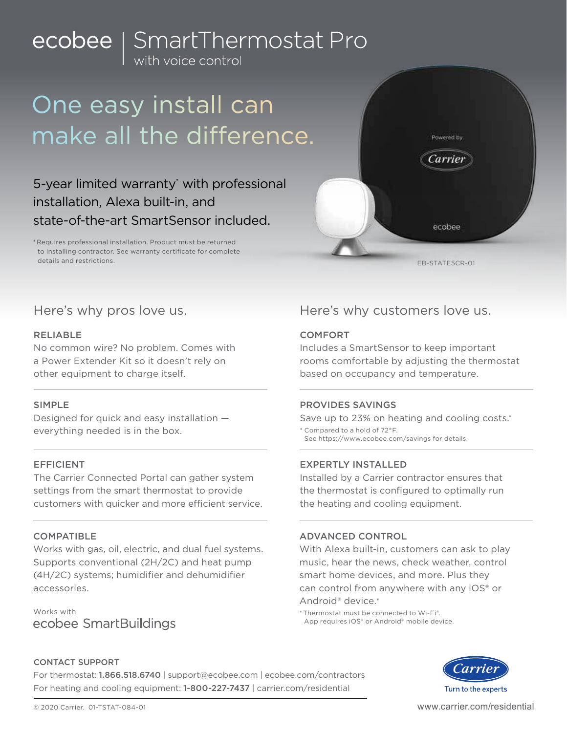# ecobee | SmartThermostat Pro
with voice control

## One easy install can make all the difference.

5-year limited warranty* with professional installation, Alexa built-in, and state-of-the-art SmartSensor included.

*Requires professional installation. Product must be returned to installing contractor. See warranty certificate for complete details and restrictions.

Powered by Carrier

ecobee

EB-STATE5CR-01

## Here's why pros love us.

### RELIABLE

No common wire? No problem. Comes with a Power Extender Kit so it doesn't rely on other equipment to charge itself.

### SIMPLE

Designed for quick and easy installation — everything needed is in the box.

### EFFICIENT

The Carrier Connected Portal can gather system settings from the smart thermostat to provide customers with quicker and more efficient service.

### COMPATIBLE

Works with gas, oil, electric, and dual fuel systems. Supports conventional (2H/2C) and heat pump (4H/2C) systems; humidifier and dehumidifier accessories.

Works with
ecobee SmartBuildings

## Here's why customers love us.

### COMFORT

Includes a SmartSensor to keep important rooms comfortable by adjusting the thermostat based on occupancy and temperature.

### PROVIDES SAVINGS

Save up to 23% on heating and cooling costs.*

* Compared to a hold of 72°F.
See https://www.ecobee.com/savings for details.

### EXPERTLY INSTALLED

Installed by a Carrier contractor ensures that the thermostat is configured to optimally run the heating and cooling equipment.

### ADVANCED CONTROL

With Alexa built-in, customers can ask to play music, hear the news, check weather, control smart home devices, and more. Plus they can control from anywhere with any iOS® or Android® device.*

* Thermostat must be connected to Wi-Fi®.
App requires iOS® or Android® mobile device.

### CONTACT SUPPORT

For thermostat: **1.866.518.6740** | support@ecobee.com | ecobee.com/contractors
For heating and cooling equipment: **1-800-227-7437** | carrier.com/residential

Carrier
Turn to the experts

© 2020 Carrier. 01-TSTAT-084-01

www.carrier.com/residential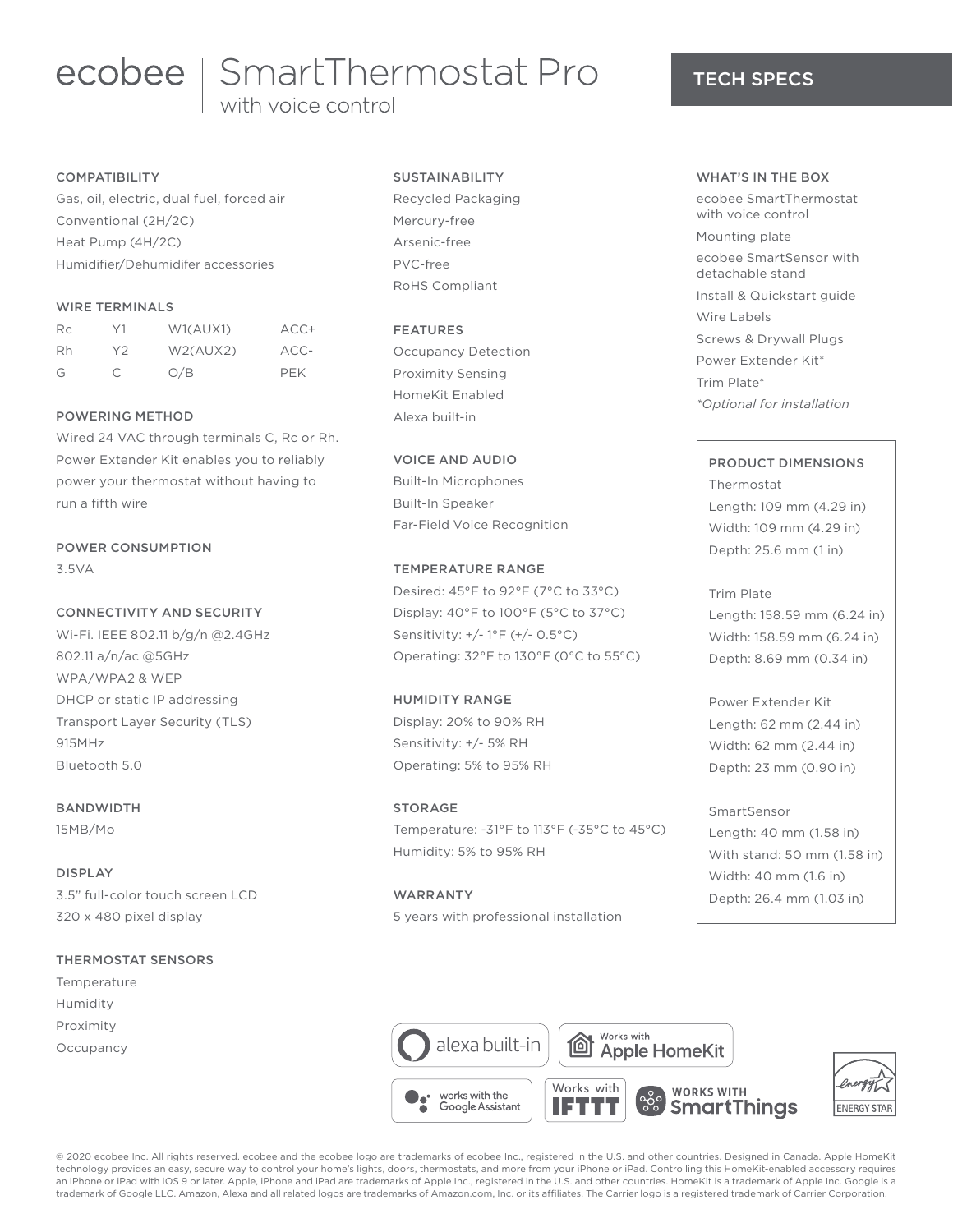# ecobee | SmartThermostat Pro with voice control

TECH SPECS

### COMPATIBILITY

Gas, oil, electric, dual fuel, forced air

Conventional (2H/2C)

Heat Pump (4H/2C)

Humidifier/Dehumidifer accessories

### WIRE TERMINALS

| | | | |
|---|---|---|---|
| Rc | Y1 | W1(AUX1) | ACC+ |
| Rh | Y2 | W2(AUX2) | ACC- |
| G | C | O/B | PEK |

### POWERING METHOD

Wired 24 VAC through terminals C, Rc or Rh. Power Extender Kit enables you to reliably power your thermostat without having to run a fifth wire

### POWER CONSUMPTION

3.5VA

### CONNECTIVITY AND SECURITY

Wi-Fi. IEEE 802.11 b/g/n @2.4GHz

802.11 a/n/ac @5GHz

WPA/WPA2 & WEP

DHCP or static IP addressing

Transport Layer Security (TLS)

915MHz

Bluetooth 5.0

### BANDWIDTH

15MB/Mo

### DISPLAY

3.5" full-color touch screen LCD

320 x 480 pixel display

### THERMOSTAT SENSORS

Temperature

Humidity

Proximity

Occupancy

### SUSTAINABILITY

Recycled Packaging

Mercury-free

Arsenic-free

PVC-free

RoHS Compliant

### FEATURES

Occupancy Detection

Proximity Sensing

HomeKit Enabled

Alexa built-in

### VOICE AND AUDIO

Built-In Microphones

Built-In Speaker

Far-Field Voice Recognition

### TEMPERATURE RANGE

Desired: 45°F to 92°F (7°C to 33°C)

Display: 40°F to 100°F (5°C to 37°C)

Sensitivity: +/- 1°F (+/- 0.5°C)

Operating: 32°F to 130°F (0°C to 55°C)

### HUMIDITY RANGE

Display: 20% to 90% RH

Sensitivity: +/- 5% RH

Operating: 5% to 95% RH

### STORAGE

Temperature: -31°F to 113°F (-35°C to 45°C)

Humidity: 5% to 95% RH

### WARRANTY

5 years with professional installation

### WHAT'S IN THE BOX

ecobee SmartThermostat with voice control

Mounting plate

ecobee SmartSensor with detachable stand

Install & Quickstart guide

Wire Labels

Screws & Drywall Plugs

Power Extender Kit*

Trim Plate*

*\*Optional for installation*

### PRODUCT DIMENSIONS

Thermostat

Length: 109 mm (4.29 in)

Width: 109 mm (4.29 in)

Depth: 25.6 mm (1 in)

Trim Plate

Length: 158.59 mm (6.24 in)

Width: 158.59 mm (6.24 in)

Depth: 8.69 mm (0.34 in)

Power Extender Kit

Length: 62 mm (2.44 in)

Width: 62 mm (2.44 in)

Depth: 23 mm (0.90 in)

SmartSensor

Length: 40 mm (1.58 in)

With stand: 50 mm (1.58 in)

Width: 40 mm (1.6 in)

Depth: 26.4 mm (1.03 in)

alexa built-in

Works with Apple HomeKit

works with the Google Assistant

Works with IFTTT

WORKS WITH SmartThings

ENERGY STAR

© 2020 ecobee Inc. All rights reserved. ecobee and the ecobee logo are trademarks of ecobee Inc., registered in the U.S. and other countries. Designed in Canada. Apple HomeKit technology provides an easy, secure way to control your home's lights, doors, thermostats, and more from your iPhone or iPad. Controlling this HomeKit-enabled accessory requires an iPhone or iPad with iOS 9 or later. Apple, iPhone and iPad are trademarks of Apple Inc., registered in the U.S. and other countries. HomeKit is a trademark of Apple Inc. Google is a trademark of Google LLC. Amazon, Alexa and all related logos are trademarks of Amazon.com, Inc. or its affiliates. The Carrier logo is a registered trademark of Carrier Corporation.